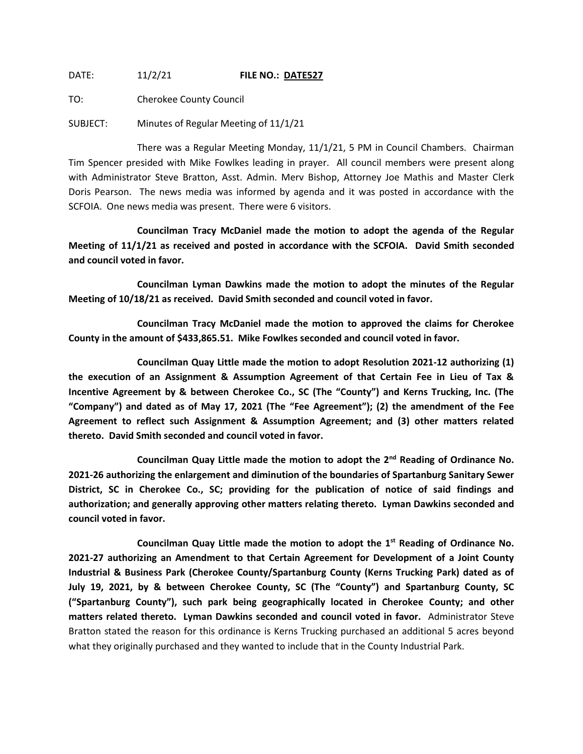DATE: 11/2/21 **FILE NO.: DATE527**

TO: Cherokee County Council

SUBJECT: Minutes of Regular Meeting of 11/1/21

There was a Regular Meeting Monday, 11/1/21, 5 PM in Council Chambers. Chairman Tim Spencer presided with Mike Fowlkes leading in prayer. All council members were present along with Administrator Steve Bratton, Asst. Admin. Merv Bishop, Attorney Joe Mathis and Master Clerk Doris Pearson. The news media was informed by agenda and it was posted in accordance with the SCFOIA. One news media was present. There were 6 visitors.

**Councilman Tracy McDaniel made the motion to adopt the agenda of the Regular Meeting of 11/1/21 as received and posted in accordance with the SCFOIA. David Smith seconded and council voted in favor.**

**Councilman Lyman Dawkins made the motion to adopt the minutes of the Regular Meeting of 10/18/21 as received. David Smith seconded and council voted in favor.**

**Councilman Tracy McDaniel made the motion to approved the claims for Cherokee County in the amount of $433,865.51. Mike Fowlkes seconded and council voted in favor.**

**Councilman Quay Little made the motion to adopt Resolution 2021-12 authorizing (1) the execution of an Assignment & Assumption Agreement of that Certain Fee in Lieu of Tax & Incentive Agreement by & between Cherokee Co., SC (The "County") and Kerns Trucking, Inc. (The "Company") and dated as of May 17, 2021 (The "Fee Agreement"); (2) the amendment of the Fee Agreement to reflect such Assignment & Assumption Agreement; and (3) other matters related thereto. David Smith seconded and council voted in favor.**

**Councilman Quay Little made the motion to adopt the 2nd Reading of Ordinance No. 2021-26 authorizing the enlargement and diminution of the boundaries of Spartanburg Sanitary Sewer District, SC in Cherokee Co., SC; providing for the publication of notice of said findings and authorization; and generally approving other matters relating thereto. Lyman Dawkins seconded and council voted in favor.**

**Councilman Quay Little made the motion to adopt the 1st Reading of Ordinance No. 2021-27 authorizing an Amendment to that Certain Agreement for Development of a Joint County Industrial & Business Park (Cherokee County/Spartanburg County (Kerns Trucking Park) dated as of July 19, 2021, by & between Cherokee County, SC (The "County") and Spartanburg County, SC ("Spartanburg County"), such park being geographically located in Cherokee County; and other matters related thereto. Lyman Dawkins seconded and council voted in favor.** Administrator Steve Bratton stated the reason for this ordinance is Kerns Trucking purchased an additional 5 acres beyond what they originally purchased and they wanted to include that in the County Industrial Park.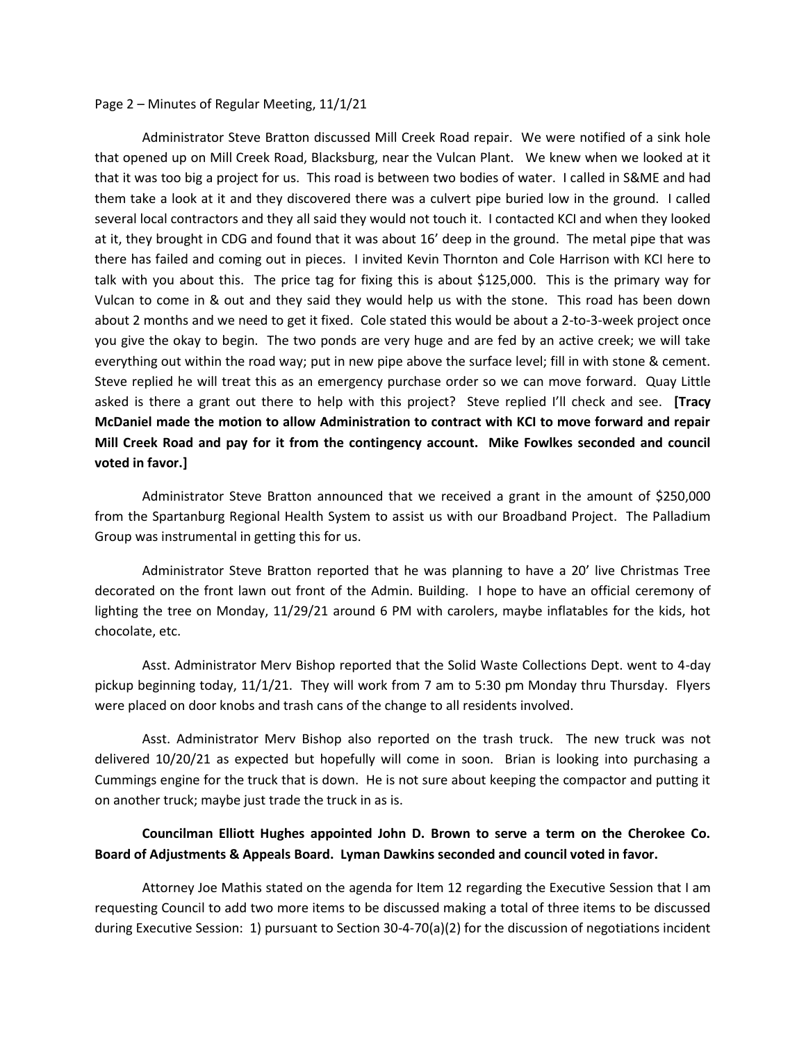Administrator Steve Bratton discussed Mill Creek Road repair. We were notified of a sink hole that opened up on Mill Creek Road, Blacksburg, near the Vulcan Plant. We knew when we looked at it that it was too big a project for us. This road is between two bodies of water. I called in S&ME and had them take a look at it and they discovered there was a culvert pipe buried low in the ground. I called several local contractors and they all said they would not touch it. I contacted KCI and when they looked at it, they brought in CDG and found that it was about 16' deep in the ground. The metal pipe that was there has failed and coming out in pieces. I invited Kevin Thornton and Cole Harrison with KCI here to talk with you about this. The price tag for fixing this is about $125,000. This is the primary way for Vulcan to come in & out and they said they would help us with the stone. This road has been down about 2 months and we need to get it fixed. Cole stated this would be about a 2-to-3-week project once you give the okay to begin. The two ponds are very huge and are fed by an active creek; we will take everything out within the road way; put in new pipe above the surface level; fill in with stone & cement. Steve replied he will treat this as an emergency purchase order so we can move forward. Quay Little asked is there a grant out there to help with this project? Steve replied I'll check and see. **[Tracy McDaniel made the motion to allow Administration to contract with KCI to move forward and repair Mill Creek Road and pay for it from the contingency account. Mike Fowlkes seconded and council voted in favor.]**

Administrator Steve Bratton announced that we received a grant in the amount of $250,000 from the Spartanburg Regional Health System to assist us with our Broadband Project. The Palladium Group was instrumental in getting this for us.

Administrator Steve Bratton reported that he was planning to have a 20' live Christmas Tree decorated on the front lawn out front of the Admin. Building. I hope to have an official ceremony of lighting the tree on Monday, 11/29/21 around 6 PM with carolers, maybe inflatables for the kids, hot chocolate, etc.

Asst. Administrator Merv Bishop reported that the Solid Waste Collections Dept. went to 4-day pickup beginning today, 11/1/21. They will work from 7 am to 5:30 pm Monday thru Thursday. Flyers were placed on door knobs and trash cans of the change to all residents involved.

Asst. Administrator Merv Bishop also reported on the trash truck. The new truck was not delivered 10/20/21 as expected but hopefully will come in soon. Brian is looking into purchasing a Cummings engine for the truck that is down. He is not sure about keeping the compactor and putting it on another truck; maybe just trade the truck in as is.

**Councilman Elliott Hughes appointed John D. Brown to serve a term on the Cherokee Co. Board of Adjustments & Appeals Board. Lyman Dawkins seconded and council voted in favor.**

Attorney Joe Mathis stated on the agenda for Item 12 regarding the Executive Session that I am requesting Council to add two more items to be discussed making a total of three items to be discussed during Executive Session: 1) pursuant to Section 30-4-70(a)(2) for the discussion of negotiations incident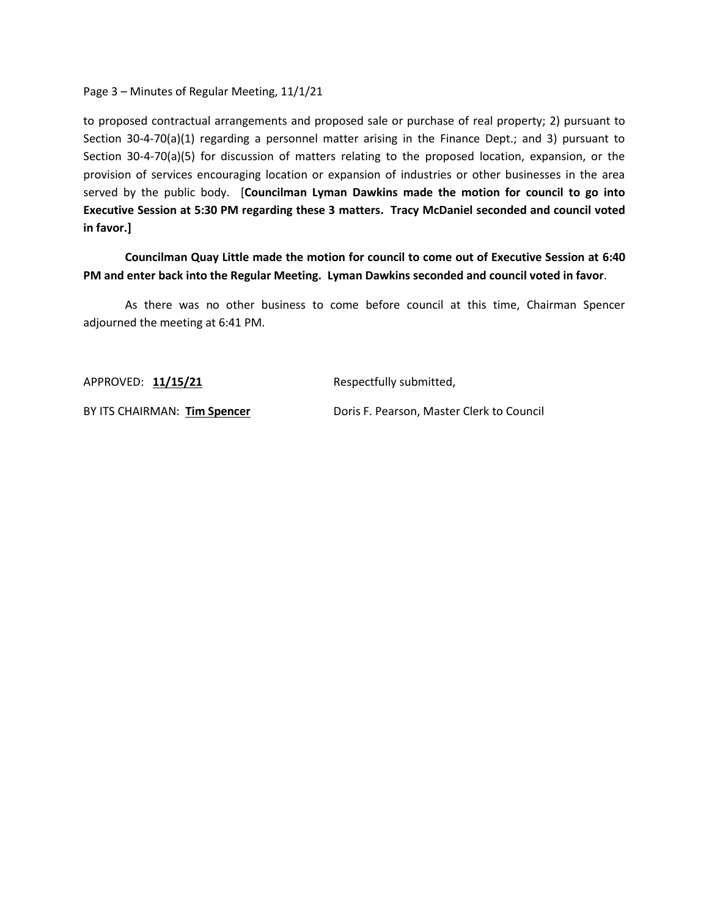to proposed contractual arrangements and proposed sale or purchase of real property; 2) pursuant to Section 30-4-70(a)(1) regarding a personnel matter arising in the Finance Dept.; and 3) pursuant to Section 30-4-70(a)(5) for discussion of matters relating to the proposed location, expansion, or the provision of services encouraging location or expansion of industries or other businesses in the area served by the public body. [**Councilman Lyman Dawkins made the motion for council to go into Executive Session at 5:30 PM regarding these 3 matters. Tracy McDaniel seconded and council voted in favor.]**

**Councilman Quay Little made the motion for council to come out of Executive Session at 6:40 PM and enter back into the Regular Meeting. Lyman Dawkins seconded and council voted in favor**.

As there was no other business to come before council at this time, Chairman Spencer adjourned the meeting at 6:41 PM.

APPROVED: **11/15/21** Respectfully submitted,

BY ITS CHAIRMAN: **Tim Spencer** Doris F. Pearson, Master Clerk to Council